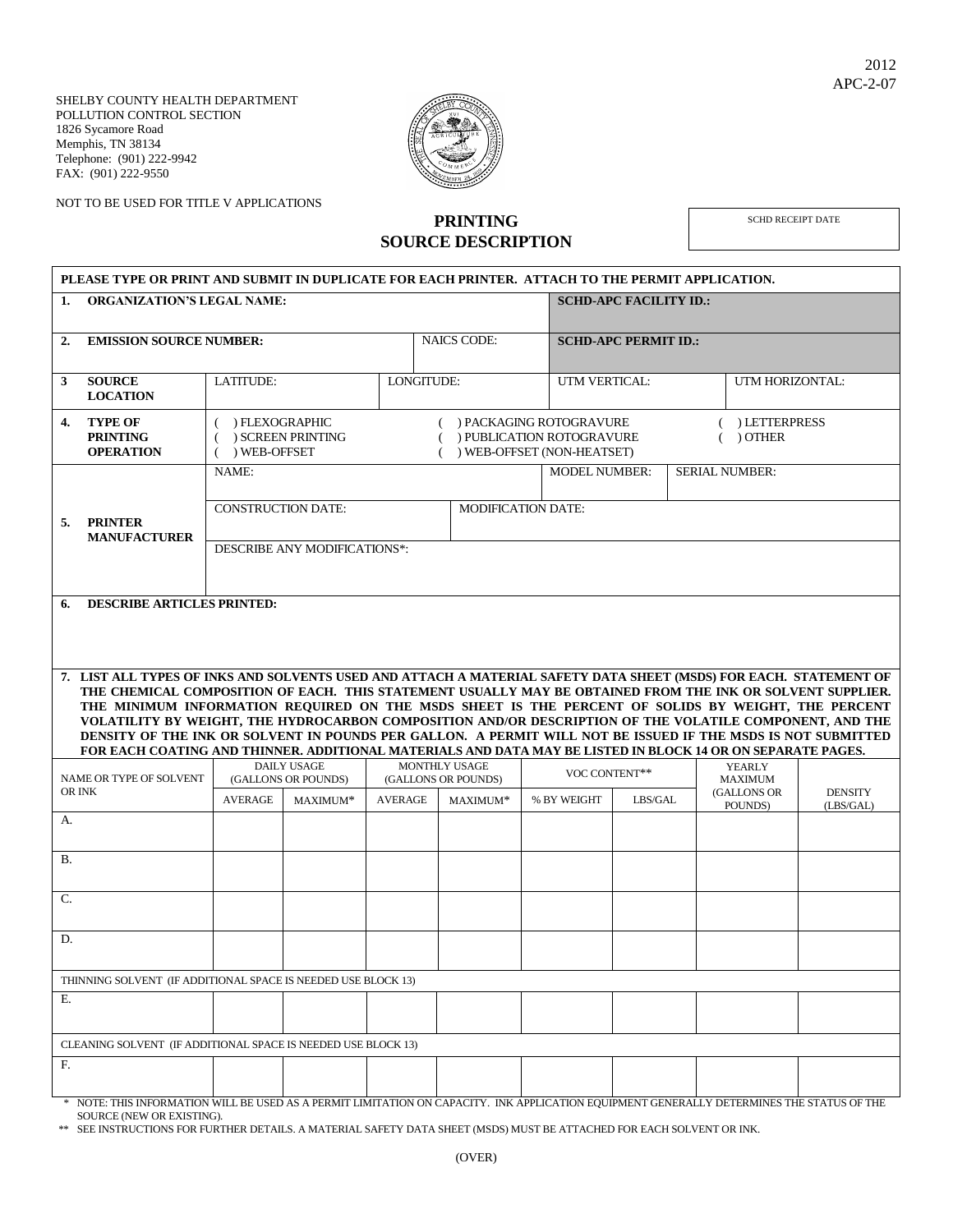2012
APC-2-07

SHELBY COUNTY HEALTH DEPARTMENT
POLLUTION CONTROL SECTION
1826 Sycamore Road
Memphis, TN 38134
Telephone: (901) 222-9942
FAX: (901) 222-9550

NOT TO BE USED FOR TITLE V APPLICATIONS

# PRINTING SOURCE DESCRIPTION

SCHD RECEIPT DATE

**PLEASE TYPE OR PRINT AND SUBMIT IN DUPLICATE FOR EACH PRINTER. ATTACH TO THE PERMIT APPLICATION.**

| | | |
|---|---|---|
| **1. ORGANIZATION'S LEGAL NAME:** | | **SCHD-APC FACILITY ID.:** |
| **2. EMISSION SOURCE NUMBER:** | NAICS CODE: | **SCHD-APC PERMIT ID.:** |

| | | | | |
|---|---|---|---|---|
| **3 SOURCE LOCATION** | LATITUDE: | LONGITUDE: | UTM VERTICAL: | UTM HORIZONTAL: |

**4. TYPE OF PRINTING OPERATION**

( ) FLEXOGRAPHIC
( ) SCREEN PRINTING
( ) WEB-OFFSET
( ) PACKAGING ROTOGRAVURE
( ) PUBLICATION ROTOGRAVURE
( ) WEB-OFFSET (NON-HEATSET)
( ) LETTERPRESS
( ) OTHER

**5. PRINTER MANUFACTURER**

| | | |
|---|---|---|
| NAME: | MODEL NUMBER: | SERIAL NUMBER: |
| CONSTRUCTION DATE: | MODIFICATION DATE: | |
| DESCRIBE ANY MODIFICATIONS*: | | |

**6. DESCRIBE ARTICLES PRINTED:**

**7. LIST ALL TYPES OF INKS AND SOLVENTS USED AND ATTACH A MATERIAL SAFETY DATA SHEET (MSDS) FOR EACH. STATEMENT OF THE CHEMICAL COMPOSITION OF EACH. THIS STATEMENT USUALLY MAY BE OBTAINED FROM THE INK OR SOLVENT SUPPLIER. THE MINIMUM INFORMATION REQUIRED ON THE MSDS SHEET IS THE PERCENT OF SOLIDS BY WEIGHT, THE PERCENT VOLATILITY BY WEIGHT, THE HYDROCARBON COMPOSITION AND/OR DESCRIPTION OF THE VOLATILE COMPONENT, AND THE DENSITY OF THE INK OR SOLVENT IN POUNDS PER GALLON. A PERMIT WILL NOT BE ISSUED IF THE MSDS IS NOT SUBMITTED FOR EACH COATING AND THINNER. ADDITIONAL MATERIALS AND DATA MAY BE LISTED IN BLOCK 14 OR ON SEPARATE PAGES.**

| NAME OR TYPE OF SOLVENT OR INK | DAILY USAGE (GALLONS OR POUNDS) | | MONTHLY USAGE (GALLONS OR POUNDS) | | VOC CONTENT** | | YEARLY MAXIMUM (GALLONS OR POUNDS) | DENSITY (LBS/GAL) |
|---|---|---|---|---|---|---|---|---|
| | AVERAGE | MAXIMUM* | AVERAGE | MAXIMUM* | % BY WEIGHT | LBS/GAL | | |
| A. | | | | | | | | |
| B. | | | | | | | | |
| C. | | | | | | | | |
| D. | | | | | | | | |
| THINNING SOLVENT (IF ADDITIONAL SPACE IS NEEDED USE BLOCK 13) | | | | | | | | |
| E. | | | | | | | | |
| CLEANING SOLVENT (IF ADDITIONAL SPACE IS NEEDED USE BLOCK 13) | | | | | | | | |
| F. | | | | | | | | |

\* NOTE: THIS INFORMATION WILL BE USED AS A PERMIT LIMITATION ON CAPACITY. INK APPLICATION EQUIPMENT GENERALLY DETERMINES THE STATUS OF THE SOURCE (NEW OR EXISTING).

** SEE INSTRUCTIONS FOR FURTHER DETAILS. A MATERIAL SAFETY DATA SHEET (MSDS) MUST BE ATTACHED FOR EACH SOLVENT OR INK.

(OVER)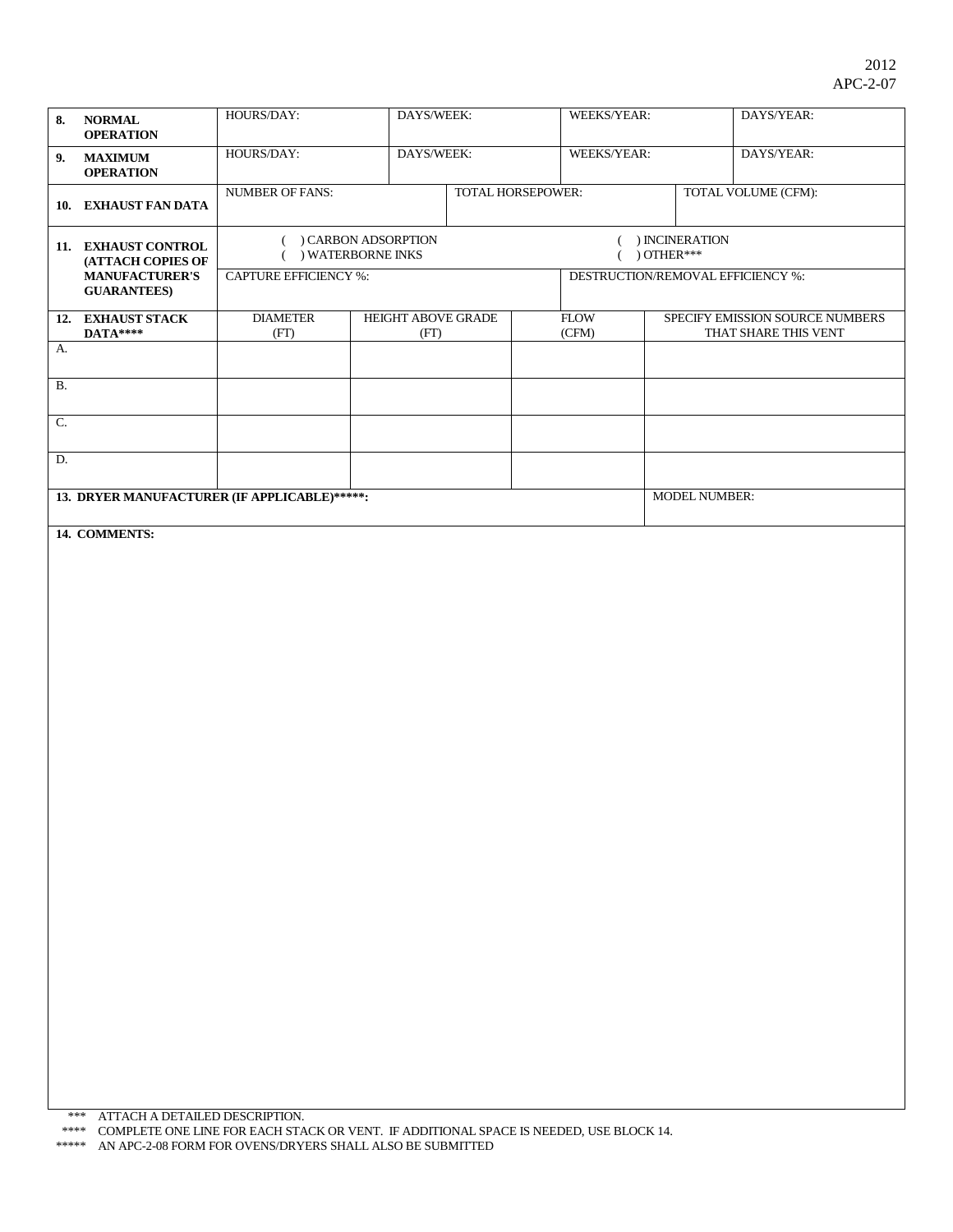2012
APC-2-07

| | | | | |
|---|---|---|---|---|
| **8. NORMAL OPERATION** | HOURS/DAY: | DAYS/WEEK: | WEEKS/YEAR: | DAYS/YEAR: |
| **9. MAXIMUM OPERATION** | HOURS/DAY: | DAYS/WEEK: | WEEKS/YEAR: | DAYS/YEAR: |

| | | | |
|---|---|---|---|
| **10. EXHAUST FAN DATA** | NUMBER OF FANS: | TOTAL HORSEPOWER: | TOTAL VOLUME (CFM): |

| | | |
|---|---|---|
| **11. EXHAUST CONTROL (ATTACH COPIES OF MANUFACTURER'S GUARANTEES)** | ( ) CARBON ADSORPTION<br>( ) WATERBORNE INKS | ( ) INCINERATION<br>( ) OTHER*** |
| | CAPTURE EFFICIENCY %: | DESTRUCTION/REMOVAL EFFICIENCY %: |

| **12. EXHAUST STACK DATA****** | DIAMETER (FT) | HEIGHT ABOVE GRADE (FT) | FLOW (CFM) | SPECIFY EMISSION SOURCE NUMBERS THAT SHARE THIS VENT |
|---|---|---|---|---|
| A. | | | | |
| B. | | | | |
| C. | | | | |
| D. | | | | |

| | |
|---|---|
| **13. DRYER MANUFACTURER (IF APPLICABLE)*****:** | MODEL NUMBER: |

**14. COMMENTS:**

\*\*\* ATTACH A DETAILED DESCRIPTION.

\*\*\*\* COMPLETE ONE LINE FOR EACH STACK OR VENT. IF ADDITIONAL SPACE IS NEEDED, USE BLOCK 14.

\*\*\*\*\* AN APC-2-08 FORM FOR OVENS/DRYERS SHALL ALSO BE SUBMITTED